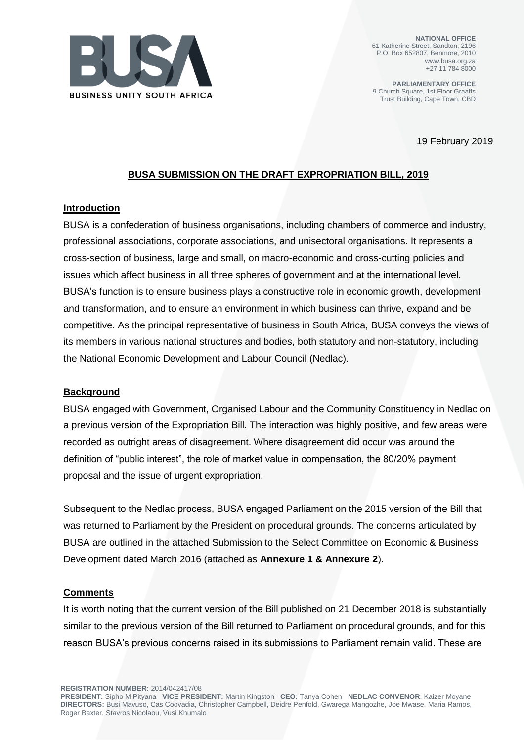BUSINESS UNITY SOUTH AFRICA

**NATIONAL OFFICE**
61 Katherine Street, Sandton, 2196
P.O. Box 652807, Benmore, 2010
www.busa.org.za
+27 11 784 8000

**PARLIAMENTARY OFFICE**
9 Church Square, 1st Floor Graaffs
Trust Building, Cape Town, CBD

19 February 2019

## BUSA SUBMISSION ON THE DRAFT EXPROPRIATION BILL, 2019

### Introduction

BUSA is a confederation of business organisations, including chambers of commerce and industry, professional associations, corporate associations, and unisectoral organisations. It represents a cross-section of business, large and small, on macro-economic and cross-cutting policies and issues which affect business in all three spheres of government and at the international level. BUSA's function is to ensure business plays a constructive role in economic growth, development and transformation, and to ensure an environment in which business can thrive, expand and be competitive. As the principal representative of business in South Africa, BUSA conveys the views of its members in various national structures and bodies, both statutory and non-statutory, including the National Economic Development and Labour Council (Nedlac).

### Background

BUSA engaged with Government, Organised Labour and the Community Constituency in Nedlac on a previous version of the Expropriation Bill. The interaction was highly positive, and few areas were recorded as outright areas of disagreement. Where disagreement did occur was around the definition of "public interest", the role of market value in compensation, the 80/20% payment proposal and the issue of urgent expropriation.

Subsequent to the Nedlac process, BUSA engaged Parliament on the 2015 version of the Bill that was returned to Parliament by the President on procedural grounds. The concerns articulated by BUSA are outlined in the attached Submission to the Select Committee on Economic & Business Development dated March 2016 (attached as **Annexure 1 & Annexure 2**).

### Comments

It is worth noting that the current version of the Bill published on 21 December 2018 is substantially similar to the previous version of the Bill returned to Parliament on procedural grounds, and for this reason BUSA's previous concerns raised in its submissions to Parliament remain valid. These are

**REGISTRATION NUMBER:** 2014/042417/08
**PRESIDENT:** Sipho M Pityana **VICE PRESIDENT:** Martin Kingston **CEO:** Tanya Cohen **NEDLAC CONVENOR**: Kaizer Moyane
**DIRECTORS:** Busi Mavuso, Cas Coovadia, Christopher Campbell, Deidre Penfold, Gwarega Mangozhe, Joe Mwase, Maria Ramos, Roger Baxter, Stavros Nicolaou, Vusi Khumalo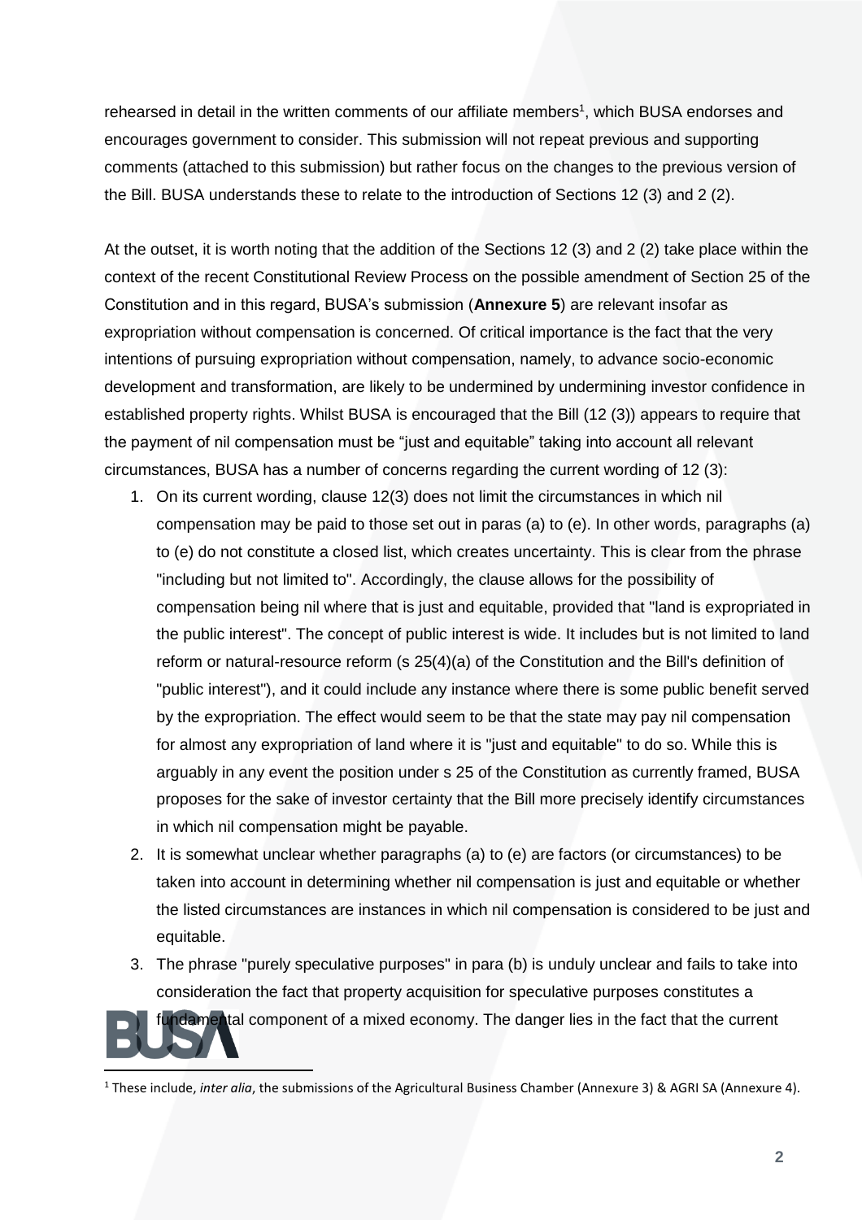rehearsed in detail in the written comments of our affiliate members[1], which BUSA endorses and encourages government to consider. This submission will not repeat previous and supporting comments (attached to this submission) but rather focus on the changes to the previous version of the Bill. BUSA understands these to relate to the introduction of Sections 12 (3) and 2 (2).

At the outset, it is worth noting that the addition of the Sections 12 (3) and 2 (2) take place within the context of the recent Constitutional Review Process on the possible amendment of Section 25 of the Constitution and in this regard, BUSA's submission (**Annexure 5**) are relevant insofar as expropriation without compensation is concerned. Of critical importance is the fact that the very intentions of pursuing expropriation without compensation, namely, to advance socio-economic development and transformation, are likely to be undermined by undermining investor confidence in established property rights. Whilst BUSA is encouraged that the Bill (12 (3)) appears to require that the payment of nil compensation must be "just and equitable" taking into account all relevant circumstances, BUSA has a number of concerns regarding the current wording of 12 (3):

1. On its current wording, clause 12(3) does not limit the circumstances in which nil compensation may be paid to those set out in paras (a) to (e). In other words, paragraphs (a) to (e) do not constitute a closed list, which creates uncertainty. This is clear from the phrase "including but not limited to". Accordingly, the clause allows for the possibility of compensation being nil where that is just and equitable, provided that "land is expropriated in the public interest". The concept of public interest is wide. It includes but is not limited to land reform or natural-resource reform (s 25(4)(a) of the Constitution and the Bill's definition of "public interest"), and it could include any instance where there is some public benefit served by the expropriation. The effect would seem to be that the state may pay nil compensation for almost any expropriation of land where it is "just and equitable" to do so. While this is arguably in any event the position under s 25 of the Constitution as currently framed, BUSA proposes for the sake of investor certainty that the Bill more precisely identify circumstances in which nil compensation might be payable.
2. It is somewhat unclear whether paragraphs (a) to (e) are factors (or circumstances) to be taken into account in determining whether nil compensation is just and equitable or whether the listed circumstances are instances in which nil compensation is considered to be just and equitable.
3. The phrase "purely speculative purposes" in para (b) is unduly unclear and fails to take into consideration the fact that property acquisition for speculative purposes constitutes a fundamental component of a mixed economy. The danger lies in the fact that the current

[1] These include, *inter alia*, the submissions of the Agricultural Business Chamber (Annexure 3) & AGRI SA (Annexure 4).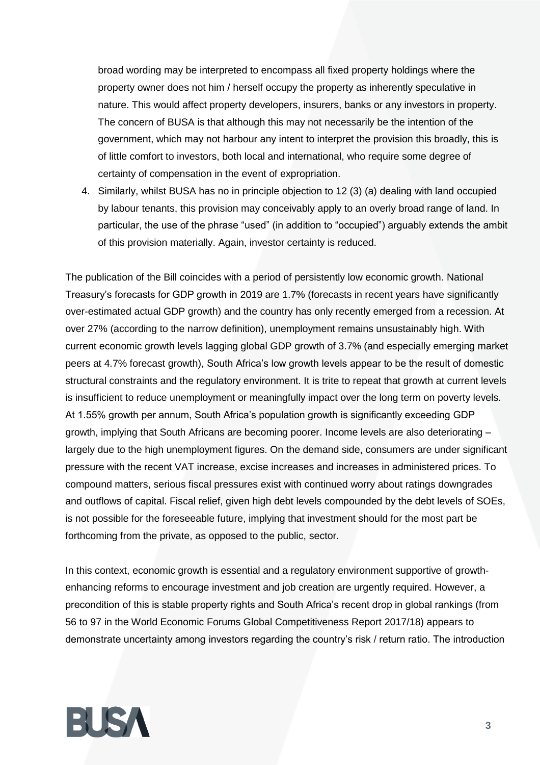broad wording may be interpreted to encompass all fixed property holdings where the property owner does not him / herself occupy the property as inherently speculative in nature. This would affect property developers, insurers, banks or any investors in property. The concern of BUSA is that although this may not necessarily be the intention of the government, which may not harbour any intent to interpret the provision this broadly, this is of little comfort to investors, both local and international, who require some degree of certainty of compensation in the event of expropriation.

4. Similarly, whilst BUSA has no in principle objection to 12 (3) (a) dealing with land occupied by labour tenants, this provision may conceivably apply to an overly broad range of land. In particular, the use of the phrase "used" (in addition to "occupied") arguably extends the ambit of this provision materially. Again, investor certainty is reduced.

The publication of the Bill coincides with a period of persistently low economic growth. National Treasury's forecasts for GDP growth in 2019 are 1.7% (forecasts in recent years have significantly over-estimated actual GDP growth) and the country has only recently emerged from a recession. At over 27% (according to the narrow definition), unemployment remains unsustainably high. With current economic growth levels lagging global GDP growth of 3.7% (and especially emerging market peers at 4.7% forecast growth), South Africa's low growth levels appear to be the result of domestic structural constraints and the regulatory environment. It is trite to repeat that growth at current levels is insufficient to reduce unemployment or meaningfully impact over the long term on poverty levels. At 1.55% growth per annum, South Africa's population growth is significantly exceeding GDP growth, implying that South Africans are becoming poorer. Income levels are also deteriorating – largely due to the high unemployment figures. On the demand side, consumers are under significant pressure with the recent VAT increase, excise increases and increases in administered prices. To compound matters, serious fiscal pressures exist with continued worry about ratings downgrades and outflows of capital. Fiscal relief, given high debt levels compounded by the debt levels of SOEs, is not possible for the foreseeable future, implying that investment should for the most part be forthcoming from the private, as opposed to the public, sector.

In this context, economic growth is essential and a regulatory environment supportive of growth-enhancing reforms to encourage investment and job creation are urgently required. However, a precondition of this is stable property rights and South Africa's recent drop in global rankings (from 56 to 97 in the World Economic Forums Global Competitiveness Report 2017/18) appears to demonstrate uncertainty among investors regarding the country's risk / return ratio. The introduction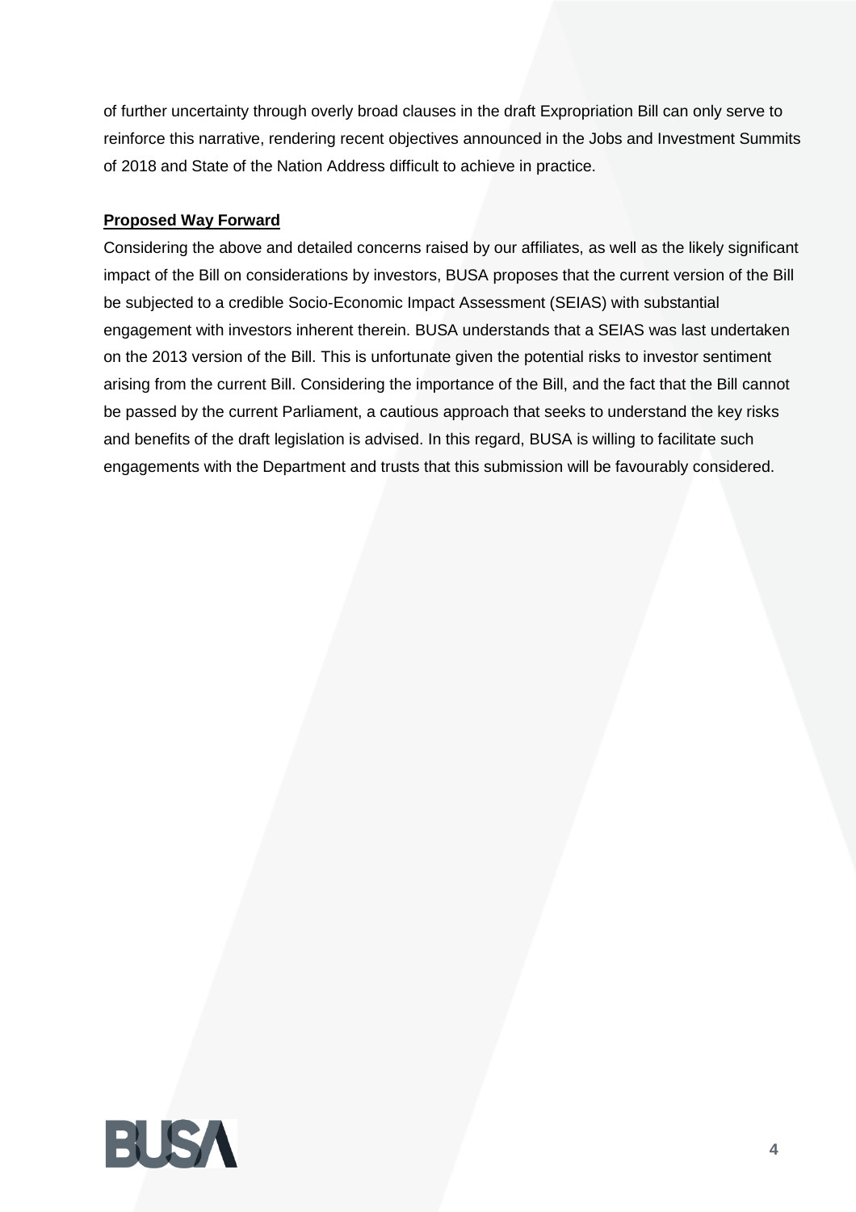of further uncertainty through overly broad clauses in the draft Expropriation Bill can only serve to reinforce this narrative, rendering recent objectives announced in the Jobs and Investment Summits of 2018 and State of the Nation Address difficult to achieve in practice.

**Proposed Way Forward**

Considering the above and detailed concerns raised by our affiliates, as well as the likely significant impact of the Bill on considerations by investors, BUSA proposes that the current version of the Bill be subjected to a credible Socio-Economic Impact Assessment (SEIAS) with substantial engagement with investors inherent therein. BUSA understands that a SEIAS was last undertaken on the 2013 version of the Bill. This is unfortunate given the potential risks to investor sentiment arising from the current Bill. Considering the importance of the Bill, and the fact that the Bill cannot be passed by the current Parliament, a cautious approach that seeks to understand the key risks and benefits of the draft legislation is advised. In this regard, BUSA is willing to facilitate such engagements with the Department and trusts that this submission will be favourably considered.